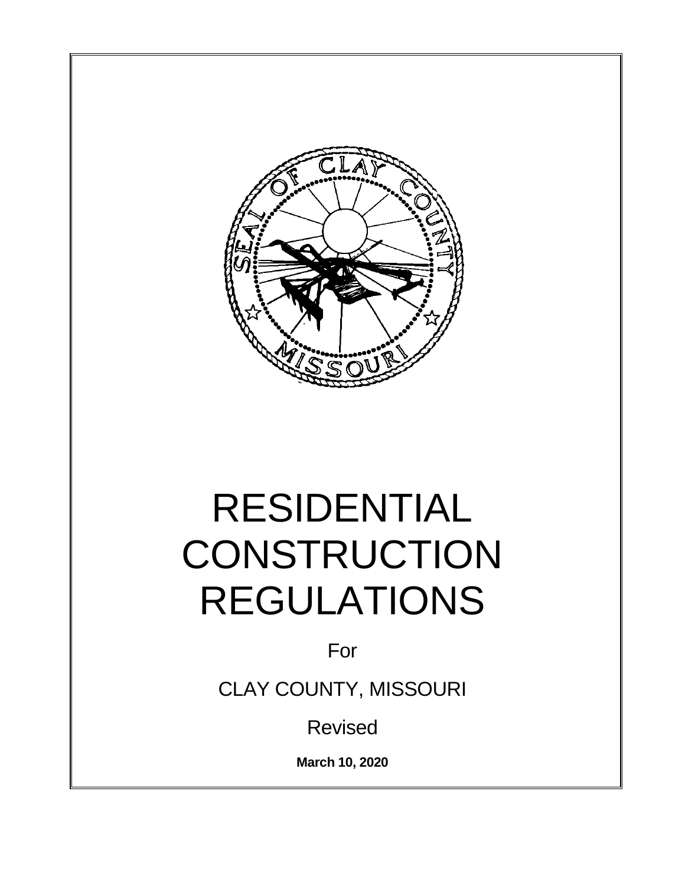# RESIDENTIAL CONSTRUCTION REGULATIONS

For

CLAY COUNTY, MISSOURI

Revised

**March 10, 2020**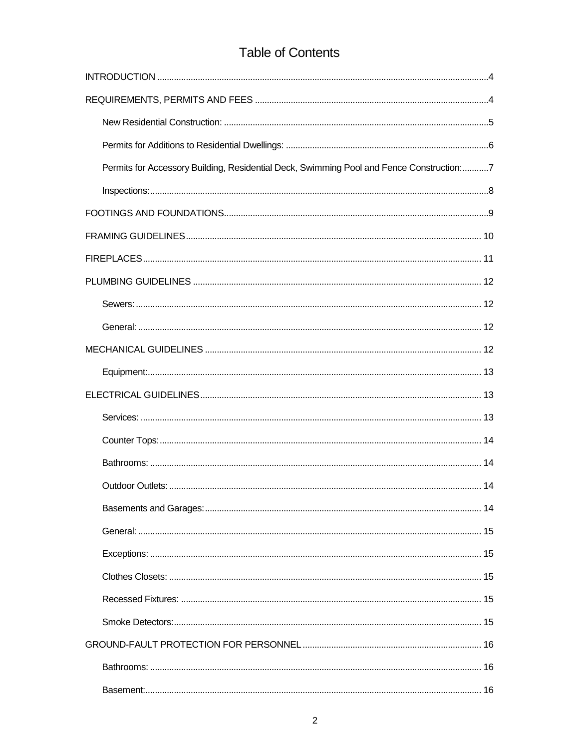# Table of Contents

- INTRODUCTION ........................................ 4
- REQUIREMENTS, PERMITS AND FEES ........................................ 4
  - New Residential Construction: ........................................ 5
  - Permits for Additions to Residential Dwellings: ........................................ 6
  - Permits for Accessory Building, Residential Deck, Swimming Pool and Fence Construction: ........................................ 7
  - Inspections: ........................................ 8
- FOOTINGS AND FOUNDATIONS ........................................ 9
- FRAMING GUIDELINES ........................................ 10
- FIREPLACES ........................................ 11
- PLUMBING GUIDELINES ........................................ 12
  - Sewers: ........................................ 12
  - General: ........................................ 12
- MECHANICAL GUIDELINES ........................................ 12
  - Equipment: ........................................ 13
- ELECTRICAL GUIDELINES ........................................ 13
  - Services: ........................................ 13
  - Counter Tops: ........................................ 14
  - Bathrooms: ........................................ 14
  - Outdoor Outlets: ........................................ 14
  - Basements and Garages: ........................................ 14
  - General: ........................................ 15
  - Exceptions: ........................................ 15
  - Clothes Closets: ........................................ 15
  - Recessed Fixtures: ........................................ 15
  - Smoke Detectors: ........................................ 15
- GROUND-FAULT PROTECTION FOR PERSONNEL ........................................ 16
  - Bathrooms: ........................................ 16
  - Basement: ........................................ 16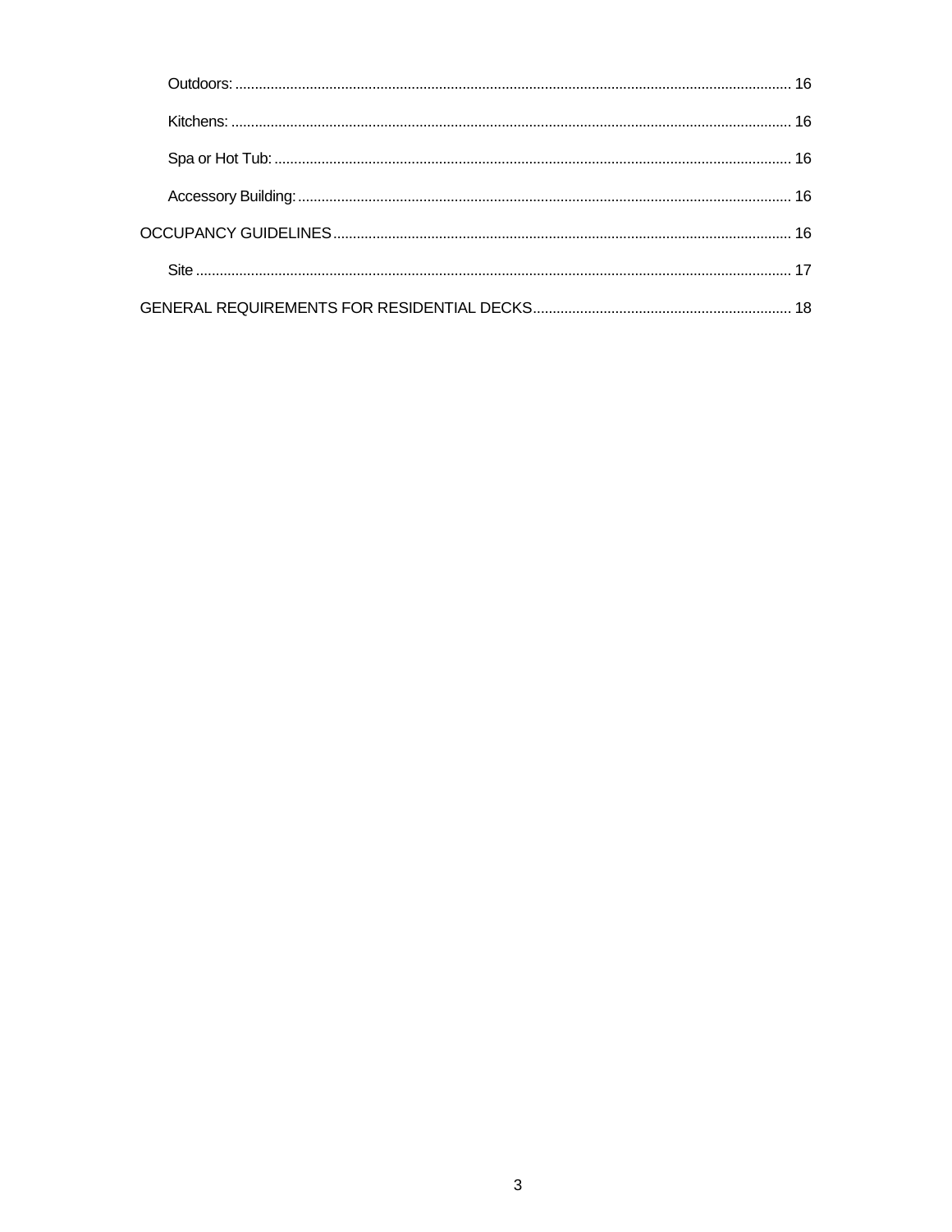Outdoors: ..... 16

Kitchens: ..... 16

Spa or Hot Tub: ..... 16

Accessory Building: ..... 16

OCCUPANCY GUIDELINES ..... 16

Site ..... 17

GENERAL REQUIREMENTS FOR RESIDENTIAL DECKS ..... 18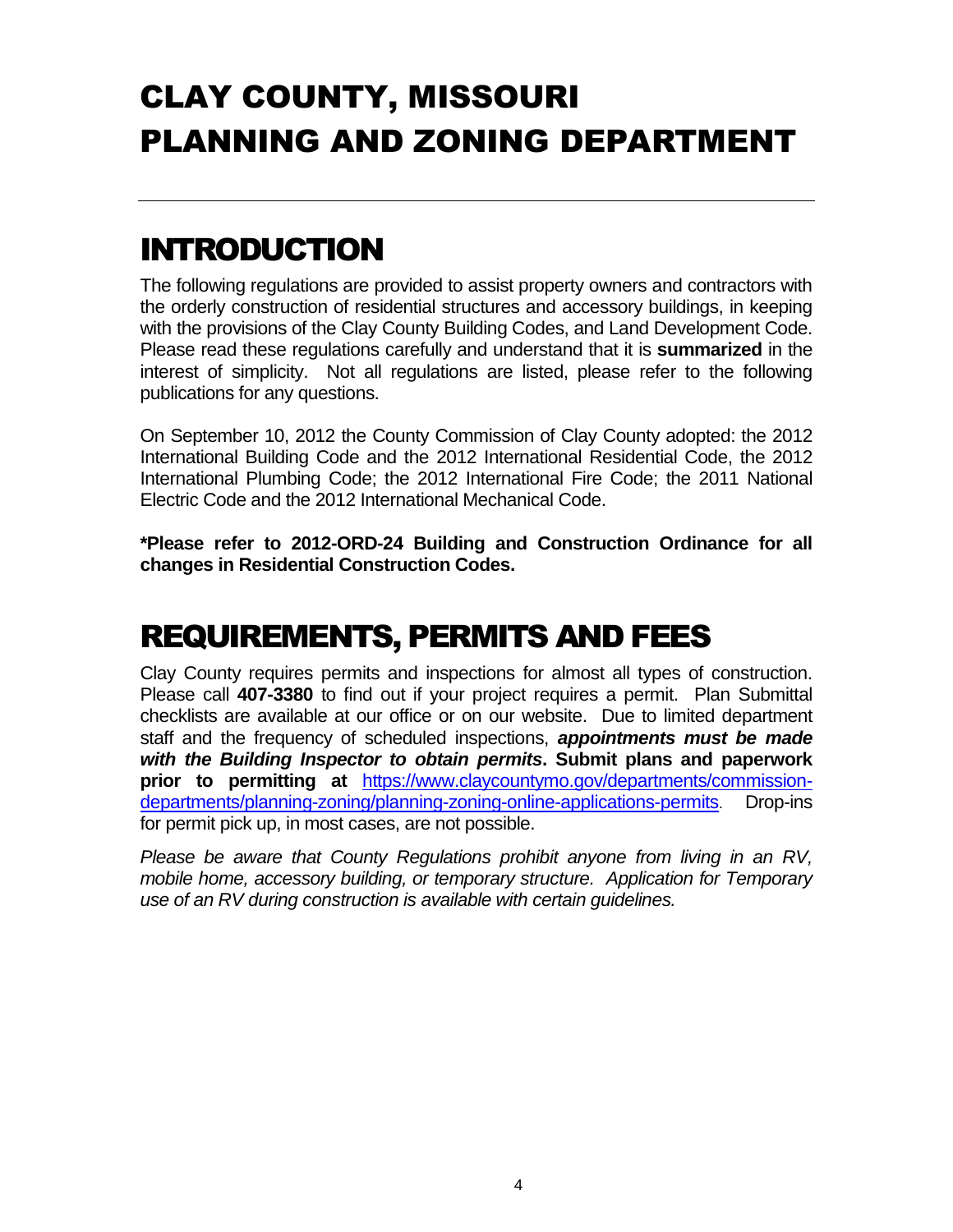# CLAY COUNTY, MISSOURI
# PLANNING AND ZONING DEPARTMENT

---

## INTRODUCTION

The following regulations are provided to assist property owners and contractors with the orderly construction of residential structures and accessory buildings, in keeping with the provisions of the Clay County Building Codes, and Land Development Code. Please read these regulations carefully and understand that it is **summarized** in the interest of simplicity. Not all regulations are listed, please refer to the following publications for any questions.

On September 10, 2012 the County Commission of Clay County adopted: the 2012 International Building Code and the 2012 International Residential Code, the 2012 International Plumbing Code; the 2012 International Fire Code; the 2011 National Electric Code and the 2012 International Mechanical Code.

**\*Please refer to 2012-ORD-24 Building and Construction Ordinance for all changes in Residential Construction Codes.**

## REQUIREMENTS, PERMITS AND FEES

Clay County requires permits and inspections for almost all types of construction. Please call **407-3380** to find out if your project requires a permit. Plan Submittal checklists are available at our office or on our website. Due to limited department staff and the frequency of scheduled inspections, ***appointments must be made with the Building Inspector to obtain permits*. Submit plans and paperwork prior to permitting at** [https://www.claycountymo.gov/departments/commission-departments/planning-zoning/planning-zoning-online-applications-permits](https://www.claycountymo.gov/departments/commission-departments/planning-zoning/planning-zoning-online-applications-permits). Drop-ins for permit pick up, in most cases, are not possible.

*Please be aware that County Regulations prohibit anyone from living in an RV, mobile home, accessory building, or temporary structure. Application for Temporary use of an RV during construction is available with certain guidelines.*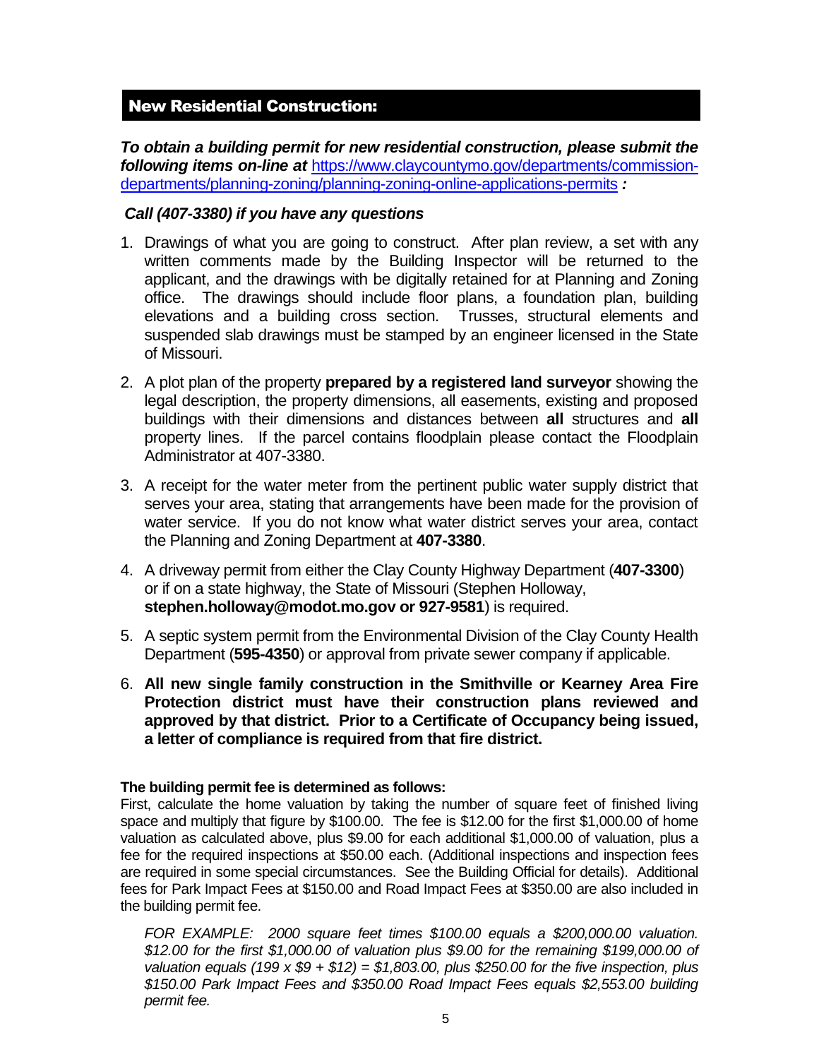## New Residential Construction:

***To obtain a building permit for new residential construction, please submit the following items on-line at*** [https://www.claycountymo.gov/departments/commission-departments/planning-zoning/planning-zoning-online-applications-permits](https://www.claycountymo.gov/departments/commission-departments/planning-zoning/planning-zoning-online-applications-permits) ***:***

***Call (407-3380) if you have any questions***

1. Drawings of what you are going to construct. After plan review, a set with any written comments made by the Building Inspector will be returned to the applicant, and the drawings with be digitally retained for at Planning and Zoning office. The drawings should include floor plans, a foundation plan, building elevations and a building cross section. Trusses, structural elements and suspended slab drawings must be stamped by an engineer licensed in the State of Missouri.

2. A plot plan of the property **prepared by a registered land surveyor** showing the legal description, the property dimensions, all easements, existing and proposed buildings with their dimensions and distances between **all** structures and **all** property lines. If the parcel contains floodplain please contact the Floodplain Administrator at 407-3380.

3. A receipt for the water meter from the pertinent public water supply district that serves your area, stating that arrangements have been made for the provision of water service. If you do not know what water district serves your area, contact the Planning and Zoning Department at **407-3380**.

4. A driveway permit from either the Clay County Highway Department (**407-3300**) or if on a state highway, the State of Missouri (Stephen Holloway, **stephen.holloway@modot.mo.gov or 927-9581**) is required.

5. A septic system permit from the Environmental Division of the Clay County Health Department (**595-4350**) or approval from private sewer company if applicable.

6. **All new single family construction in the Smithville or Kearney Area Fire Protection district must have their construction plans reviewed and approved by that district. Prior to a Certificate of Occupancy being issued, a letter of compliance is required from that fire district.**

**The building permit fee is determined as follows:**
First, calculate the home valuation by taking the number of square feet of finished living space and multiply that figure by $100.00. The fee is $12.00 for the first $1,000.00 of home valuation as calculated above, plus $9.00 for each additional $1,000.00 of valuation, plus a fee for the required inspections at $50.00 each. (Additional inspections and inspection fees are required in some special circumstances. See the Building Official for details). Additional fees for Park Impact Fees at $150.00 and Road Impact Fees at $350.00 are also included in the building permit fee.

*FOR EXAMPLE: 2000 square feet times $100.00 equals a $200,000.00 valuation. $12.00 for the first $1,000.00 of valuation plus $9.00 for the remaining $199,000.00 of valuation equals (199 x $9 + $12) = $1,803.00, plus $250.00 for the five inspection, plus $150.00 Park Impact Fees and $350.00 Road Impact Fees equals $2,553.00 building permit fee.*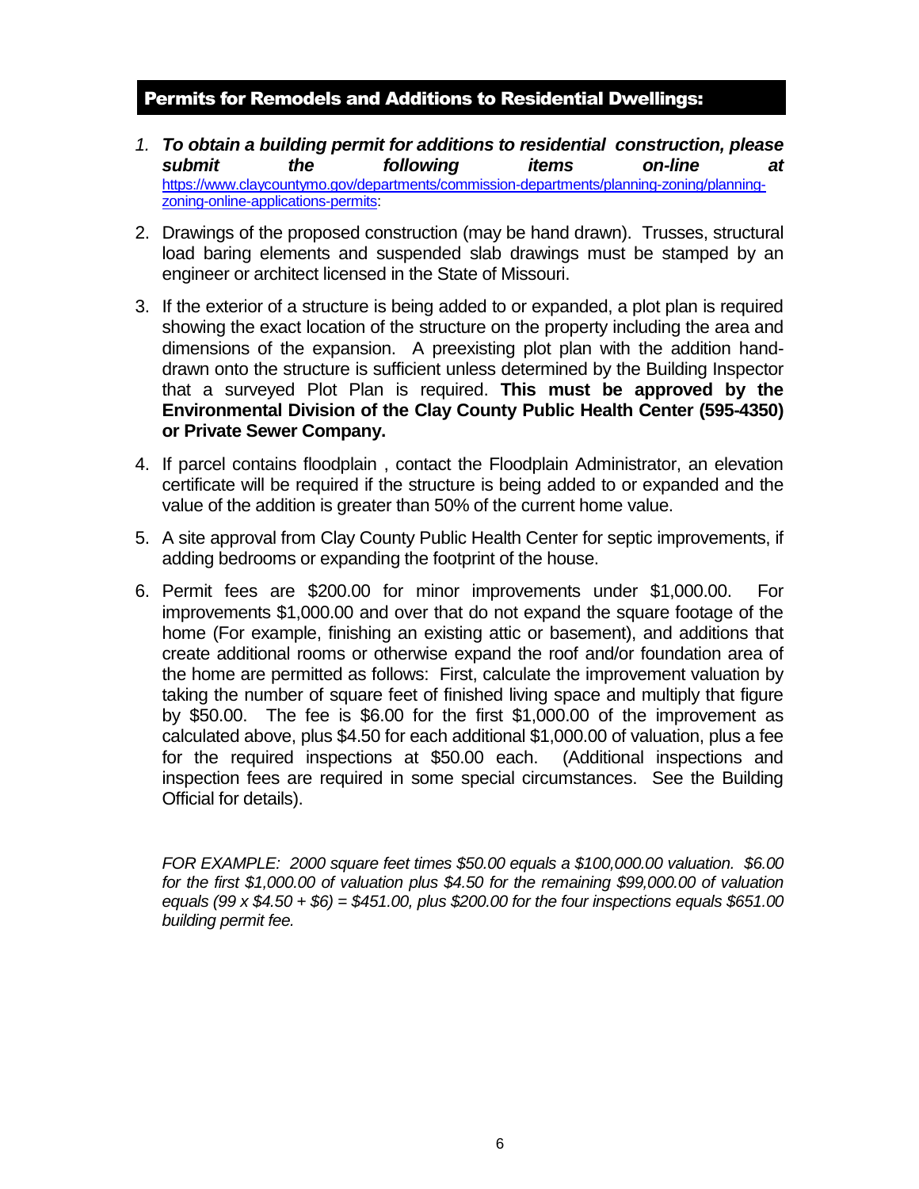## Permits for Remodels and Additions to Residential Dwellings:

1. ***To obtain a building permit for additions to residential construction, please submit the following items on-line at*** https://www.claycountymo.gov/departments/commission-departments/planning-zoning/planning-zoning-online-applications-permits:

2. Drawings of the proposed construction (may be hand drawn). Trusses, structural load baring elements and suspended slab drawings must be stamped by an engineer or architect licensed in the State of Missouri.

3. If the exterior of a structure is being added to or expanded, a plot plan is required showing the exact location of the structure on the property including the area and dimensions of the expansion. A preexisting plot plan with the addition hand-drawn onto the structure is sufficient unless determined by the Building Inspector that a surveyed Plot Plan is required. **This must be approved by the Environmental Division of the Clay County Public Health Center (595-4350) or Private Sewer Company.**

4. If parcel contains floodplain , contact the Floodplain Administrator, an elevation certificate will be required if the structure is being added to or expanded and the value of the addition is greater than 50% of the current home value.

5. A site approval from Clay County Public Health Center for septic improvements, if adding bedrooms or expanding the footprint of the house.

6. Permit fees are $200.00 for minor improvements under $1,000.00. For improvements $1,000.00 and over that do not expand the square footage of the home (For example, finishing an existing attic or basement), and additions that create additional rooms or otherwise expand the roof and/or foundation area of the home are permitted as follows: First, calculate the improvement valuation by taking the number of square feet of finished living space and multiply that figure by $50.00. The fee is $6.00 for the first $1,000.00 of the improvement as calculated above, plus $4.50 for each additional $1,000.00 of valuation, plus a fee for the required inspections at $50.00 each. (Additional inspections and inspection fees are required in some special circumstances. See the Building Official for details).

*FOR EXAMPLE: 2000 square feet times $50.00 equals a $100,000.00 valuation. $6.00 for the first $1,000.00 of valuation plus $4.50 for the remaining $99,000.00 of valuation equals (99 x $4.50 + $6) = $451.00, plus $200.00 for the four inspections equals $651.00 building permit fee.*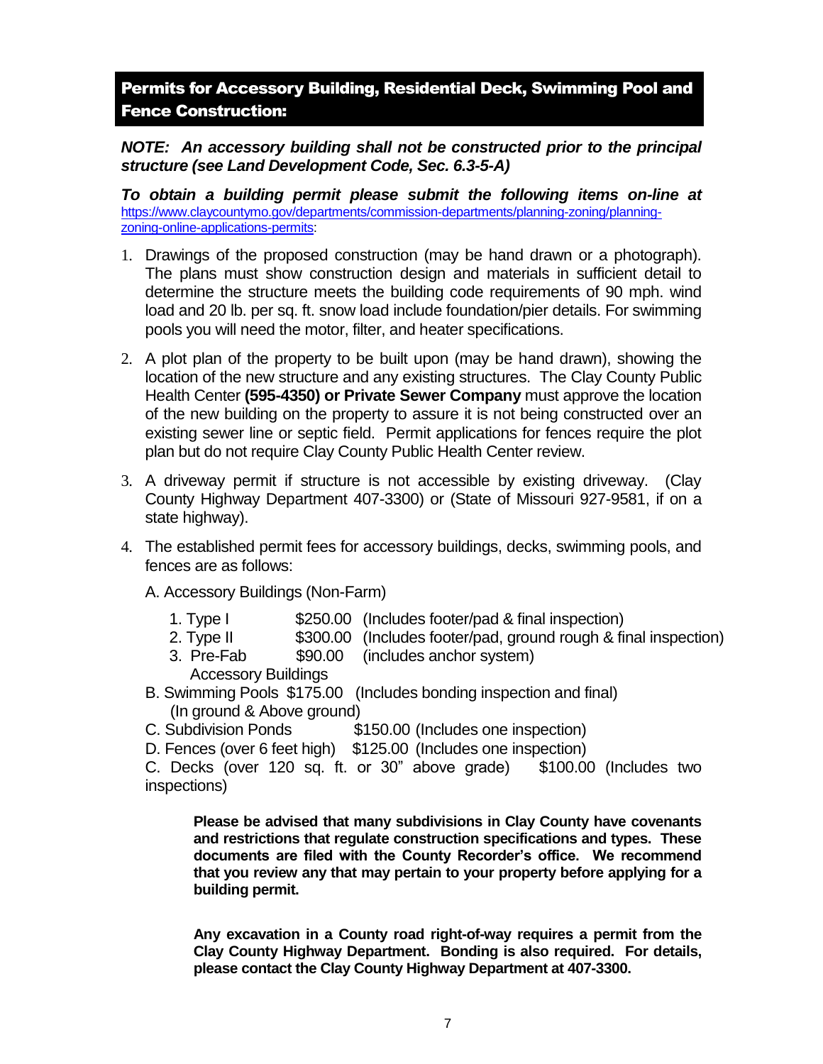## Permits for Accessory Building, Residential Deck, Swimming Pool and Fence Construction:

***NOTE: An accessory building shall not be constructed prior to the principal structure (see Land Development Code, Sec. 6.3-5-A)***

***To obtain a building permit please submit the following items on-line at*** [https://www.claycountymo.gov/departments/commission-departments/planning-zoning/planning-zoning-online-applications-permits](https://www.claycountymo.gov/departments/commission-departments/planning-zoning/planning-zoning-online-applications-permits):

1. Drawings of the proposed construction (may be hand drawn or a photograph). The plans must show construction design and materials in sufficient detail to determine the structure meets the building code requirements of 90 mph. wind load and 20 lb. per sq. ft. snow load include foundation/pier details. For swimming pools you will need the motor, filter, and heater specifications.

2. A plot plan of the property to be built upon (may be hand drawn), showing the location of the new structure and any existing structures. The Clay County Public Health Center **(595-4350) or Private Sewer Company** must approve the location of the new building on the property to assure it is not being constructed over an existing sewer line or septic field. Permit applications for fences require the plot plan but do not require Clay County Public Health Center review.

3. A driveway permit if structure is not accessible by existing driveway. (Clay County Highway Department 407-3300) or (State of Missouri 927-9581, if on a state highway).

4. The established permit fees for accessory buildings, decks, swimming pools, and fences are as follows:

   A. Accessory Buildings (Non-Farm)

   1. Type I $250.00 (Includes footer/pad & final inspection)
   2. Type II $300.00 (Includes footer/pad, ground rough & final inspection)
   3. Pre-Fab Accessory Buildings $90.00 (includes anchor system)

   B. Swimming Pools $175.00 (Includes bonding inspection and final) (In ground & Above ground)

   C. Subdivision Ponds $150.00 (Includes one inspection)

   D. Fences (over 6 feet high) $125.00 (Includes one inspection)

   C. Decks (over 120 sq. ft. or 30" above grade) $100.00 (Includes two inspections)

**Please be advised that many subdivisions in Clay County have covenants and restrictions that regulate construction specifications and types. These documents are filed with the County Recorder's office. We recommend that you review any that may pertain to your property before applying for a building permit.**

**Any excavation in a County road right-of-way requires a permit from the Clay County Highway Department. Bonding is also required. For details, please contact the Clay County Highway Department at 407-3300.**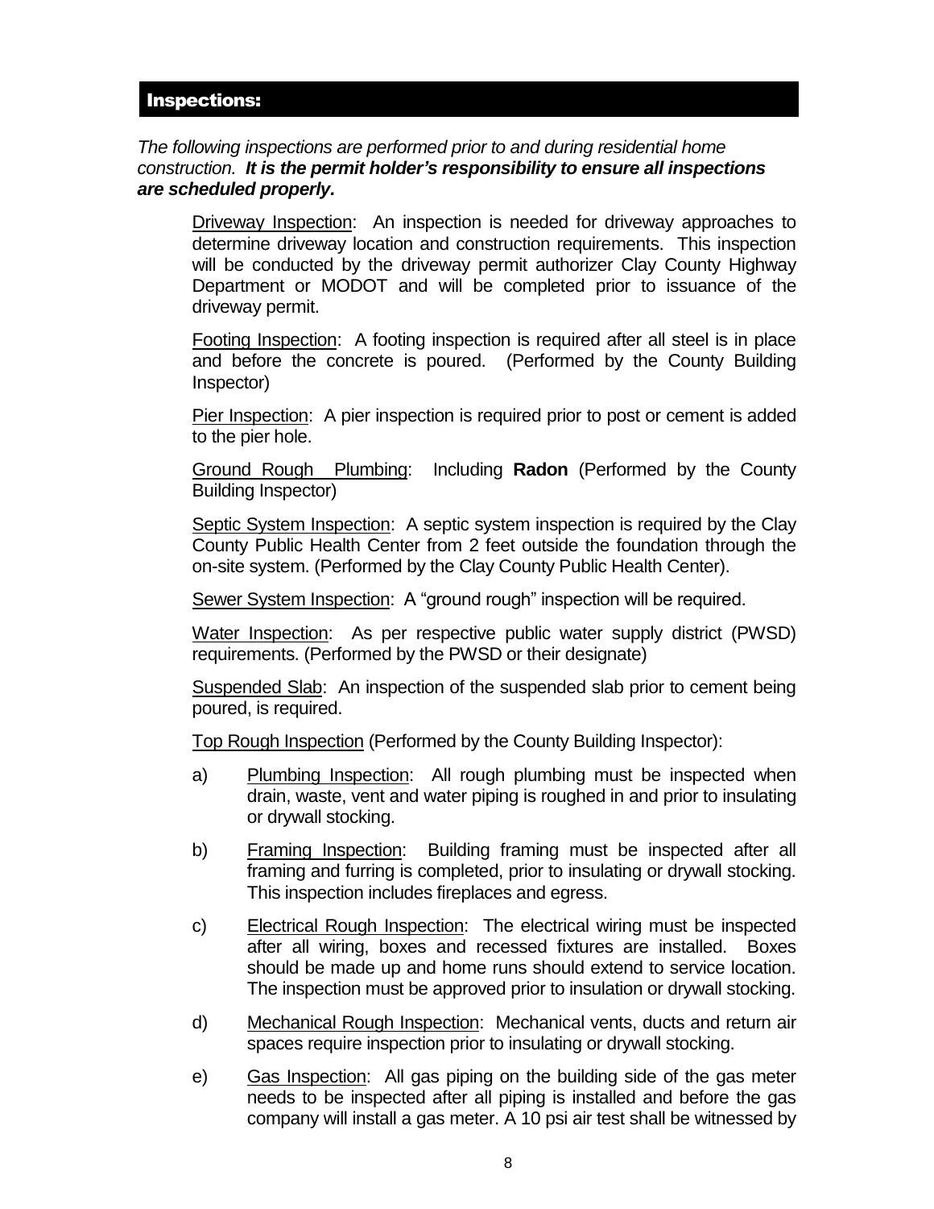## Inspections:

*The following inspections are performed prior to and during residential home construction.* ***It is the permit holder's responsibility to ensure all inspections are scheduled properly.***

Driveway Inspection: An inspection is needed for driveway approaches to determine driveway location and construction requirements. This inspection will be conducted by the driveway permit authorizer Clay County Highway Department or MODOT and will be completed prior to issuance of the driveway permit.

Footing Inspection: A footing inspection is required after all steel is in place and before the concrete is poured. (Performed by the County Building Inspector)

Pier Inspection: A pier inspection is required prior to post or cement is added to the pier hole.

Ground Rough Plumbing: Including **Radon** (Performed by the County Building Inspector)

Septic System Inspection: A septic system inspection is required by the Clay County Public Health Center from 2 feet outside the foundation through the on-site system. (Performed by the Clay County Public Health Center).

Sewer System Inspection: A "ground rough" inspection will be required.

Water Inspection: As per respective public water supply district (PWSD) requirements. (Performed by the PWSD or their designate)

Suspended Slab: An inspection of the suspended slab prior to cement being poured, is required.

Top Rough Inspection (Performed by the County Building Inspector):

a) Plumbing Inspection: All rough plumbing must be inspected when drain, waste, vent and water piping is roughed in and prior to insulating or drywall stocking.

b) Framing Inspection: Building framing must be inspected after all framing and furring is completed, prior to insulating or drywall stocking. This inspection includes fireplaces and egress.

c) Electrical Rough Inspection: The electrical wiring must be inspected after all wiring, boxes and recessed fixtures are installed. Boxes should be made up and home runs should extend to service location. The inspection must be approved prior to insulation or drywall stocking.

d) Mechanical Rough Inspection: Mechanical vents, ducts and return air spaces require inspection prior to insulating or drywall stocking.

e) Gas Inspection: All gas piping on the building side of the gas meter needs to be inspected after all piping is installed and before the gas company will install a gas meter. A 10 psi air test shall be witnessed by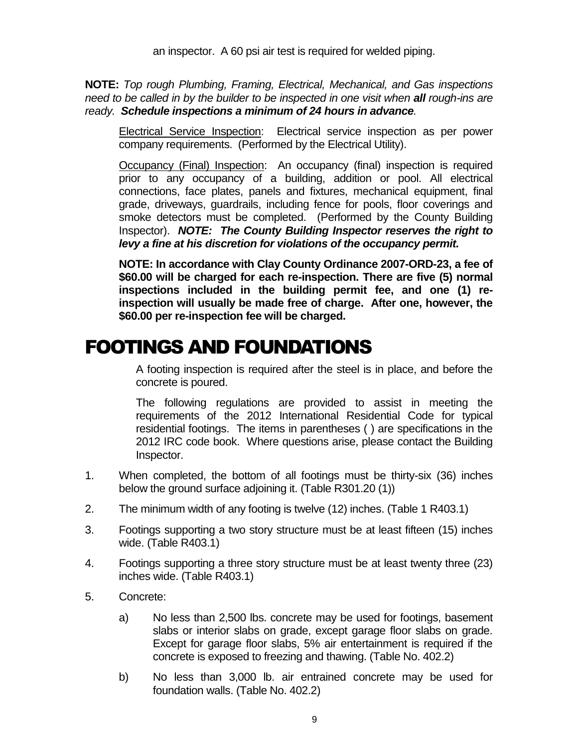an inspector. A 60 psi air test is required for welded piping.

**NOTE:** *Top rough Plumbing, Framing, Electrical, Mechanical, and Gas inspections need to be called in by the builder to be inspected in one visit when **all** rough-ins are ready. **Schedule inspections a minimum of 24 hours in advance**.*

<u>Electrical Service Inspection</u>: Electrical service inspection as per power company requirements. (Performed by the Electrical Utility).

<u>Occupancy (Final) Inspection</u>: An occupancy (final) inspection is required prior to any occupancy of a building, addition or pool. All electrical connections, face plates, panels and fixtures, mechanical equipment, final grade, driveways, guardrails, including fence for pools, floor coverings and smoke detectors must be completed. (Performed by the County Building Inspector). ***NOTE: The County Building Inspector reserves the right to levy a fine at his discretion for violations of the occupancy permit.***

**NOTE: In accordance with Clay County Ordinance 2007-ORD-23, a fee of $60.00 will be charged for each re-inspection. There are five (5) normal inspections included in the building permit fee, and one (1) re-inspection will usually be made free of charge. After one, however, the $60.00 per re-inspection fee will be charged.**

# FOOTINGS AND FOUNDATIONS

A footing inspection is required after the steel is in place, and before the concrete is poured.

The following regulations are provided to assist in meeting the requirements of the 2012 International Residential Code for typical residential footings. The items in parentheses ( ) are specifications in the 2012 IRC code book. Where questions arise, please contact the Building Inspector.

1. When completed, the bottom of all footings must be thirty-six (36) inches below the ground surface adjoining it. (Table R301.20 (1))
2. The minimum width of any footing is twelve (12) inches. (Table 1 R403.1)
3. Footings supporting a two story structure must be at least fifteen (15) inches wide. (Table R403.1)
4. Footings supporting a three story structure must be at least twenty three (23) inches wide. (Table R403.1)
5. Concrete:
   a) No less than 2,500 lbs. concrete may be used for footings, basement slabs or interior slabs on grade, except garage floor slabs on grade. Except for garage floor slabs, 5% air entertainment is required if the concrete is exposed to freezing and thawing. (Table No. 402.2)
   b) No less than 3,000 lb. air entrained concrete may be used for foundation walls. (Table No. 402.2)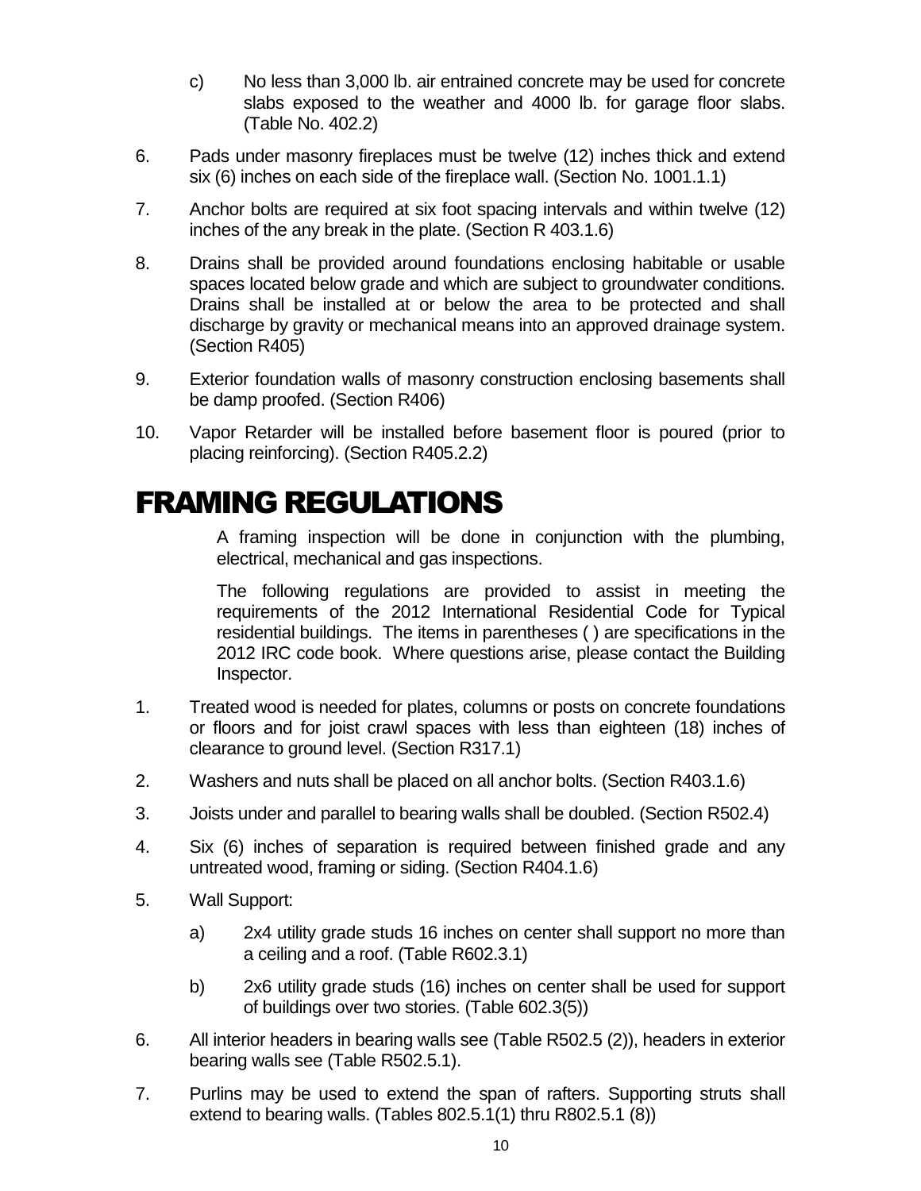c) No less than 3,000 lb. air entrained concrete may be used for concrete slabs exposed to the weather and 4000 lb. for garage floor slabs. (Table No. 402.2)

6. Pads under masonry fireplaces must be twelve (12) inches thick and extend six (6) inches on each side of the fireplace wall. (Section No. 1001.1.1)

7. Anchor bolts are required at six foot spacing intervals and within twelve (12) inches of the any break in the plate. (Section R 403.1.6)

8. Drains shall be provided around foundations enclosing habitable or usable spaces located below grade and which are subject to groundwater conditions. Drains shall be installed at or below the area to be protected and shall discharge by gravity or mechanical means into an approved drainage system. (Section R405)

9. Exterior foundation walls of masonry construction enclosing basements shall be damp proofed. (Section R406)

10. Vapor Retarder will be installed before basement floor is poured (prior to placing reinforcing). (Section R405.2.2)

# FRAMING REGULATIONS

A framing inspection will be done in conjunction with the plumbing, electrical, mechanical and gas inspections.

The following regulations are provided to assist in meeting the requirements of the 2012 International Residential Code for Typical residential buildings. The items in parentheses ( ) are specifications in the 2012 IRC code book. Where questions arise, please contact the Building Inspector.

1. Treated wood is needed for plates, columns or posts on concrete foundations or floors and for joist crawl spaces with less than eighteen (18) inches of clearance to ground level. (Section R317.1)

2. Washers and nuts shall be placed on all anchor bolts. (Section R403.1.6)

3. Joists under and parallel to bearing walls shall be doubled. (Section R502.4)

4. Six (6) inches of separation is required between finished grade and any untreated wood, framing or siding. (Section R404.1.6)

5. Wall Support:

   a) 2x4 utility grade studs 16 inches on center shall support no more than a ceiling and a roof. (Table R602.3.1)

   b) 2x6 utility grade studs (16) inches on center shall be used for support of buildings over two stories. (Table 602.3(5))

6. All interior headers in bearing walls see (Table R502.5 (2)), headers in exterior bearing walls see (Table R502.5.1).

7. Purlins may be used to extend the span of rafters. Supporting struts shall extend to bearing walls. (Tables 802.5.1(1) thru R802.5.1 (8))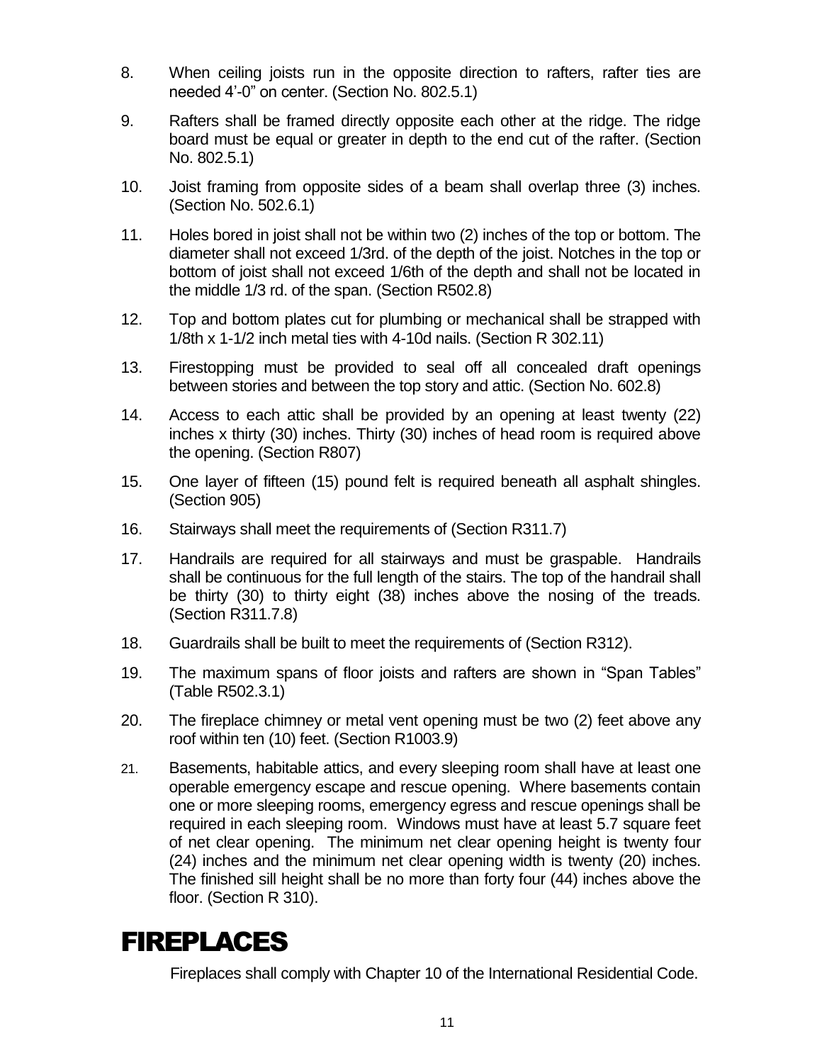8. When ceiling joists run in the opposite direction to rafters, rafter ties are needed 4'-0" on center. (Section No. 802.5.1)

9. Rafters shall be framed directly opposite each other at the ridge. The ridge board must be equal or greater in depth to the end cut of the rafter. (Section No. 802.5.1)

10. Joist framing from opposite sides of a beam shall overlap three (3) inches. (Section No. 502.6.1)

11. Holes bored in joist shall not be within two (2) inches of the top or bottom. The diameter shall not exceed 1/3rd. of the depth of the joist. Notches in the top or bottom of joist shall not exceed 1/6th of the depth and shall not be located in the middle 1/3 rd. of the span. (Section R502.8)

12. Top and bottom plates cut for plumbing or mechanical shall be strapped with 1/8th x 1-1/2 inch metal ties with 4-10d nails. (Section R 302.11)

13. Firestopping must be provided to seal off all concealed draft openings between stories and between the top story and attic. (Section No. 602.8)

14. Access to each attic shall be provided by an opening at least twenty (22) inches x thirty (30) inches. Thirty (30) inches of head room is required above the opening. (Section R807)

15. One layer of fifteen (15) pound felt is required beneath all asphalt shingles. (Section 905)

16. Stairways shall meet the requirements of (Section R311.7)

17. Handrails are required for all stairways and must be graspable. Handrails shall be continuous for the full length of the stairs. The top of the handrail shall be thirty (30) to thirty eight (38) inches above the nosing of the treads. (Section R311.7.8)

18. Guardrails shall be built to meet the requirements of (Section R312).

19. The maximum spans of floor joists and rafters are shown in "Span Tables" (Table R502.3.1)

20. The fireplace chimney or metal vent opening must be two (2) feet above any roof within ten (10) feet. (Section R1003.9)

21. Basements, habitable attics, and every sleeping room shall have at least one operable emergency escape and rescue opening. Where basements contain one or more sleeping rooms, emergency egress and rescue openings shall be required in each sleeping room. Windows must have at least 5.7 square feet of net clear opening. The minimum net clear opening height is twenty four (24) inches and the minimum net clear opening width is twenty (20) inches. The finished sill height shall be no more than forty four (44) inches above the floor. (Section R 310).

# FIREPLACES

Fireplaces shall comply with Chapter 10 of the International Residential Code.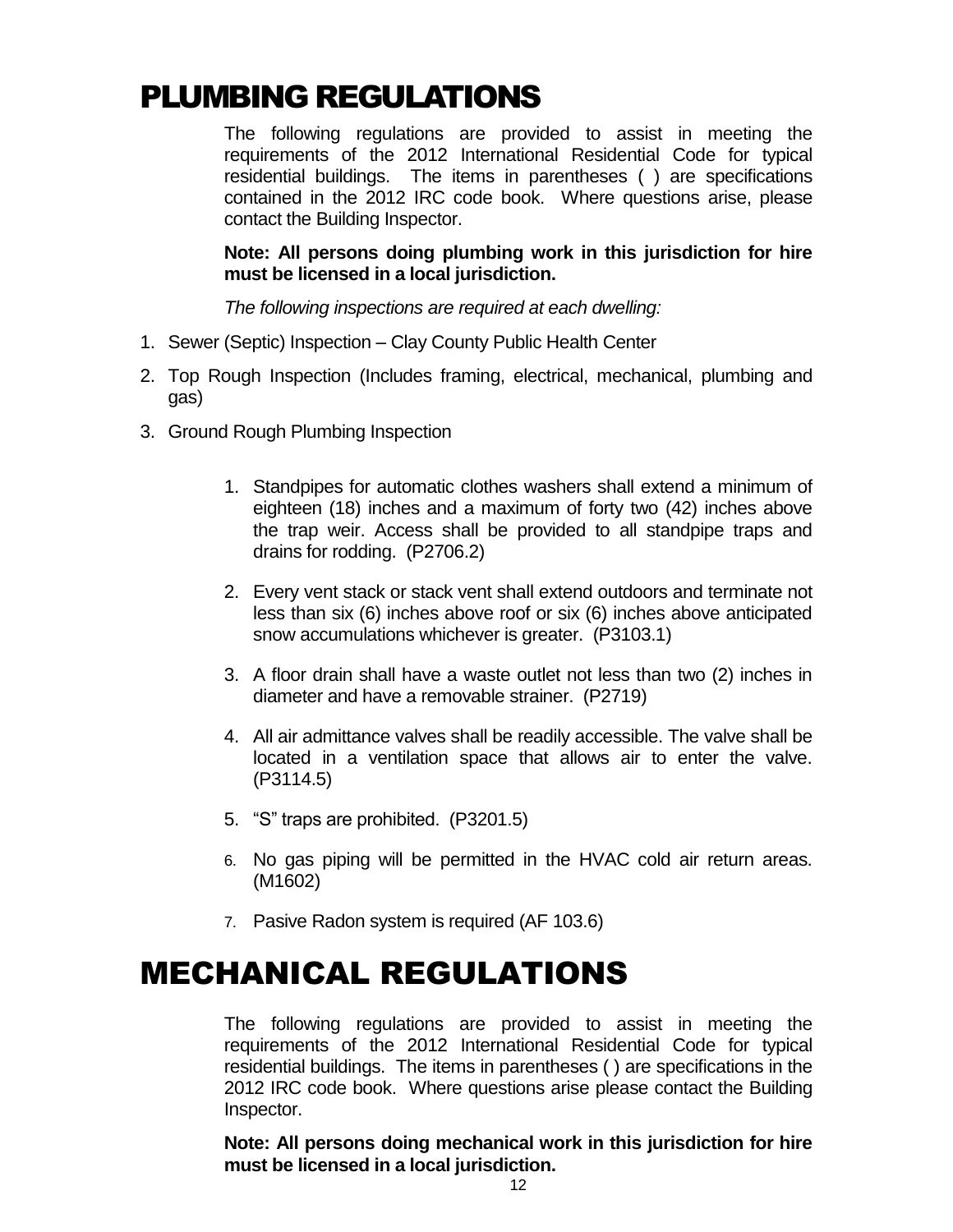# PLUMBING REGULATIONS

The following regulations are provided to assist in meeting the requirements of the 2012 International Residential Code for typical residential buildings. The items in parentheses ( ) are specifications contained in the 2012 IRC code book. Where questions arise, please contact the Building Inspector.

**Note: All persons doing plumbing work in this jurisdiction for hire must be licensed in a local jurisdiction.**

*The following inspections are required at each dwelling:*

1. Sewer (Septic) Inspection – Clay County Public Health Center
2. Top Rough Inspection (Includes framing, electrical, mechanical, plumbing and gas)
3. Ground Rough Plumbing Inspection

1. Standpipes for automatic clothes washers shall extend a minimum of eighteen (18) inches and a maximum of forty two (42) inches above the trap weir. Access shall be provided to all standpipe traps and drains for rodding. (P2706.2)
2. Every vent stack or stack vent shall extend outdoors and terminate not less than six (6) inches above roof or six (6) inches above anticipated snow accumulations whichever is greater. (P3103.1)
3. A floor drain shall have a waste outlet not less than two (2) inches in diameter and have a removable strainer. (P2719)
4. All air admittance valves shall be readily accessible. The valve shall be located in a ventilation space that allows air to enter the valve. (P3114.5)
5. "S" traps are prohibited. (P3201.5)
6. No gas piping will be permitted in the HVAC cold air return areas. (M1602)
7. Pasive Radon system is required (AF 103.6)

# MECHANICAL REGULATIONS

The following regulations are provided to assist in meeting the requirements of the 2012 International Residential Code for typical residential buildings. The items in parentheses ( ) are specifications in the 2012 IRC code book. Where questions arise please contact the Building Inspector.

**Note: All persons doing mechanical work in this jurisdiction for hire must be licensed in a local jurisdiction.**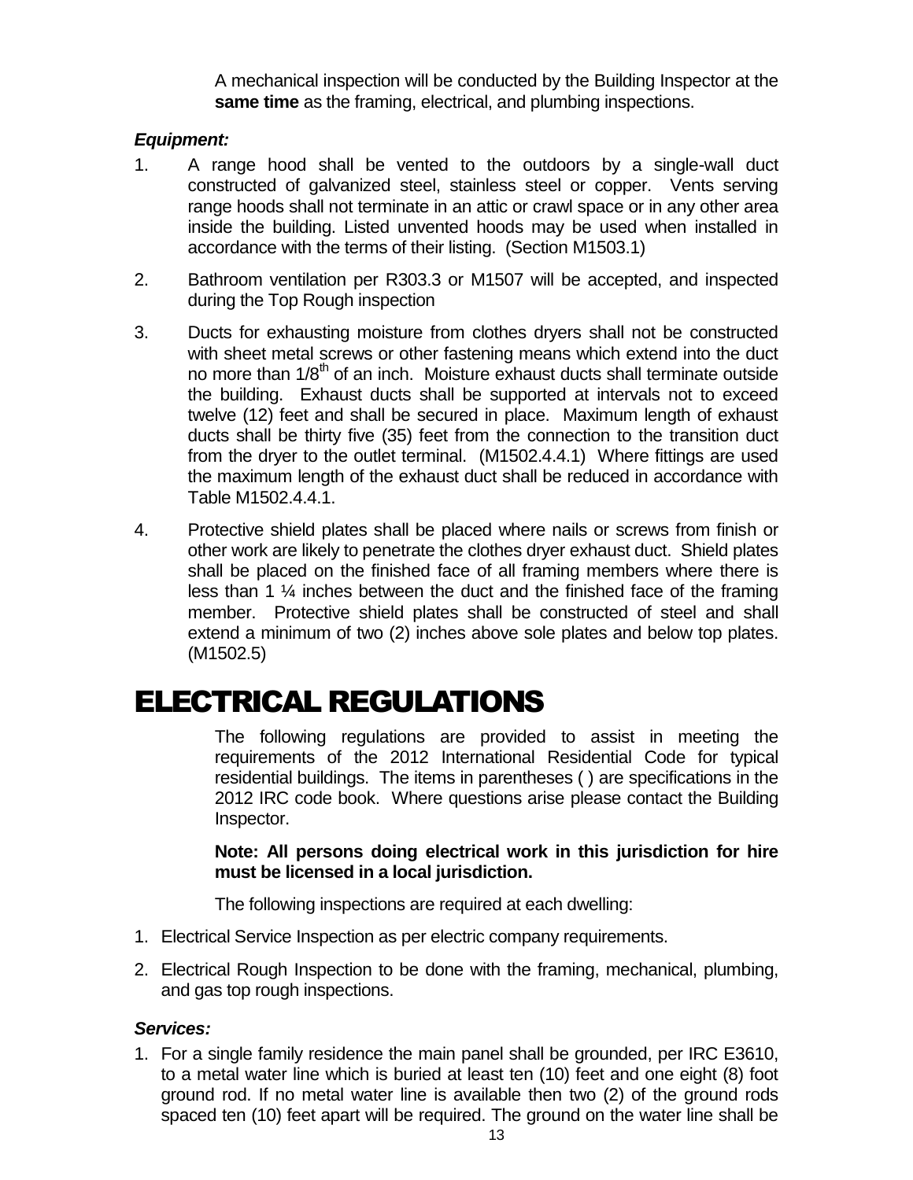A mechanical inspection will be conducted by the Building Inspector at the **same time** as the framing, electrical, and plumbing inspections.

***Equipment:***

1. A range hood shall be vented to the outdoors by a single-wall duct constructed of galvanized steel, stainless steel or copper. Vents serving range hoods shall not terminate in an attic or crawl space or in any other area inside the building. Listed unvented hoods may be used when installed in accordance with the terms of their listing. (Section M1503.1)

2. Bathroom ventilation per R303.3 or M1507 will be accepted, and inspected during the Top Rough inspection

3. Ducts for exhausting moisture from clothes dryers shall not be constructed with sheet metal screws or other fastening means which extend into the duct no more than 1/8th of an inch. Moisture exhaust ducts shall terminate outside the building. Exhaust ducts shall be supported at intervals not to exceed twelve (12) feet and shall be secured in place. Maximum length of exhaust ducts shall be thirty five (35) feet from the connection to the transition duct from the dryer to the outlet terminal. (M1502.4.4.1) Where fittings are used the maximum length of the exhaust duct shall be reduced in accordance with Table M1502.4.4.1.

4. Protective shield plates shall be placed where nails or screws from finish or other work are likely to penetrate the clothes dryer exhaust duct. Shield plates shall be placed on the finished face of all framing members where there is less than 1 ¼ inches between the duct and the finished face of the framing member. Protective shield plates shall be constructed of steel and shall extend a minimum of two (2) inches above sole plates and below top plates. (M1502.5)

# ELECTRICAL REGULATIONS

The following regulations are provided to assist in meeting the requirements of the 2012 International Residential Code for typical residential buildings. The items in parentheses ( ) are specifications in the 2012 IRC code book. Where questions arise please contact the Building Inspector.

**Note: All persons doing electrical work in this jurisdiction for hire must be licensed in a local jurisdiction.**

The following inspections are required at each dwelling:

1. Electrical Service Inspection as per electric company requirements.
2. Electrical Rough Inspection to be done with the framing, mechanical, plumbing, and gas top rough inspections.

***Services:***

1. For a single family residence the main panel shall be grounded, per IRC E3610, to a metal water line which is buried at least ten (10) feet and one eight (8) foot ground rod. If no metal water line is available then two (2) of the ground rods spaced ten (10) feet apart will be required. The ground on the water line shall be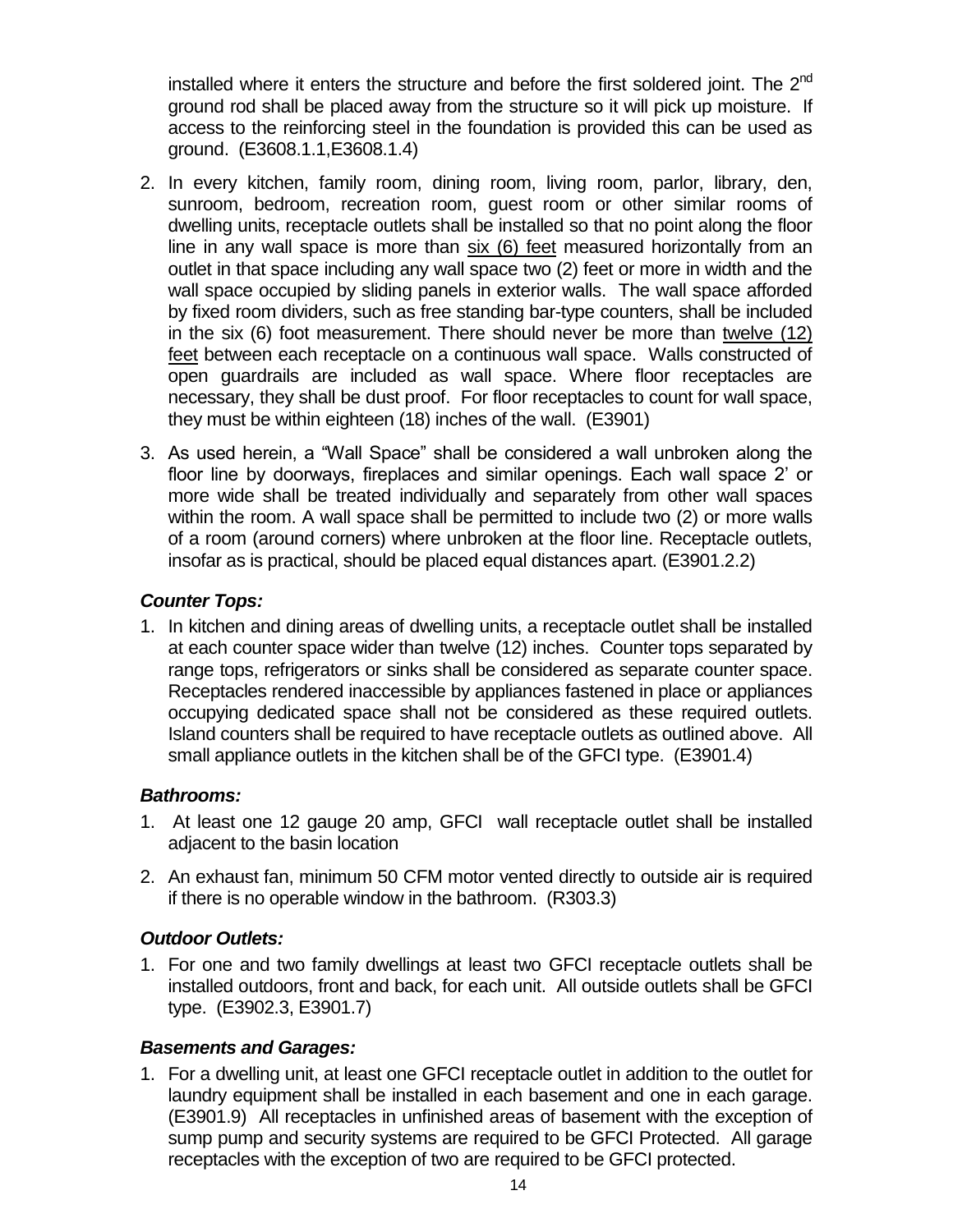installed where it enters the structure and before the first soldered joint. The 2nd ground rod shall be placed away from the structure so it will pick up moisture. If access to the reinforcing steel in the foundation is provided this can be used as ground. (E3608.1.1,E3608.1.4)

2. In every kitchen, family room, dining room, living room, parlor, library, den, sunroom, bedroom, recreation room, guest room or other similar rooms of dwelling units, receptacle outlets shall be installed so that no point along the floor line in any wall space is more than <u>six (6) feet</u> measured horizontally from an outlet in that space including any wall space two (2) feet or more in width and the wall space occupied by sliding panels in exterior walls. The wall space afforded by fixed room dividers, such as free standing bar-type counters, shall be included in the six (6) foot measurement. There should never be more than <u>twelve (12) feet</u> between each receptacle on a continuous wall space. Walls constructed of open guardrails are included as wall space. Where floor receptacles are necessary, they shall be dust proof. For floor receptacles to count for wall space, they must be within eighteen (18) inches of the wall. (E3901)

3. As used herein, a "Wall Space" shall be considered a wall unbroken along the floor line by doorways, fireplaces and similar openings. Each wall space 2' or more wide shall be treated individually and separately from other wall spaces within the room. A wall space shall be permitted to include two (2) or more walls of a room (around corners) where unbroken at the floor line. Receptacle outlets, insofar as is practical, should be placed equal distances apart. (E3901.2.2)

### *Counter Tops:*

1. In kitchen and dining areas of dwelling units, a receptacle outlet shall be installed at each counter space wider than twelve (12) inches. Counter tops separated by range tops, refrigerators or sinks shall be considered as separate counter space. Receptacles rendered inaccessible by appliances fastened in place or appliances occupying dedicated space shall not be considered as these required outlets. Island counters shall be required to have receptacle outlets as outlined above. All small appliance outlets in the kitchen shall be of the GFCI type. (E3901.4)

### *Bathrooms:*

1. At least one 12 gauge 20 amp, GFCI wall receptacle outlet shall be installed adjacent to the basin location

2. An exhaust fan, minimum 50 CFM motor vented directly to outside air is required if there is no operable window in the bathroom. (R303.3)

### *Outdoor Outlets:*

1. For one and two family dwellings at least two GFCI receptacle outlets shall be installed outdoors, front and back, for each unit. All outside outlets shall be GFCI type. (E3902.3, E3901.7)

### *Basements and Garages:*

1. For a dwelling unit, at least one GFCI receptacle outlet in addition to the outlet for laundry equipment shall be installed in each basement and one in each garage. (E3901.9) All receptacles in unfinished areas of basement with the exception of sump pump and security systems are required to be GFCI Protected. All garage receptacles with the exception of two are required to be GFCI protected.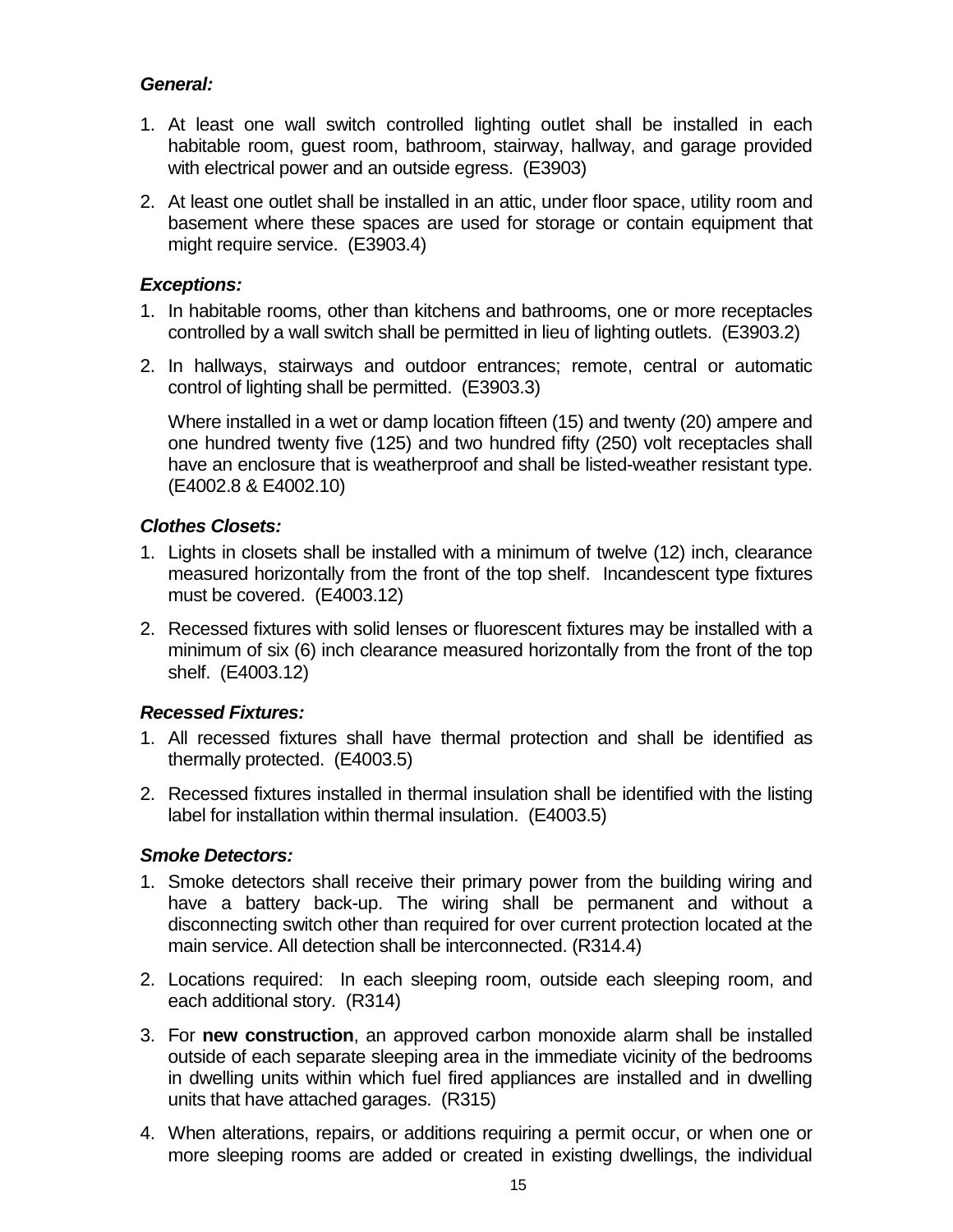***General:***

1. At least one wall switch controlled lighting outlet shall be installed in each habitable room, guest room, bathroom, stairway, hallway, and garage provided with electrical power and an outside egress. (E3903)

2. At least one outlet shall be installed in an attic, under floor space, utility room and basement where these spaces are used for storage or contain equipment that might require service. (E3903.4)

***Exceptions:***

1. In habitable rooms, other than kitchens and bathrooms, one or more receptacles controlled by a wall switch shall be permitted in lieu of lighting outlets. (E3903.2)

2. In hallways, stairways and outdoor entrances; remote, central or automatic control of lighting shall be permitted. (E3903.3)

   Where installed in a wet or damp location fifteen (15) and twenty (20) ampere and one hundred twenty five (125) and two hundred fifty (250) volt receptacles shall have an enclosure that is weatherproof and shall be listed-weather resistant type. (E4002.8 & E4002.10)

***Clothes Closets:***

1. Lights in closets shall be installed with a minimum of twelve (12) inch, clearance measured horizontally from the front of the top shelf. Incandescent type fixtures must be covered. (E4003.12)

2. Recessed fixtures with solid lenses or fluorescent fixtures may be installed with a minimum of six (6) inch clearance measured horizontally from the front of the top shelf. (E4003.12)

***Recessed Fixtures:***

1. All recessed fixtures shall have thermal protection and shall be identified as thermally protected. (E4003.5)

2. Recessed fixtures installed in thermal insulation shall be identified with the listing label for installation within thermal insulation. (E4003.5)

***Smoke Detectors:***

1. Smoke detectors shall receive their primary power from the building wiring and have a battery back-up. The wiring shall be permanent and without a disconnecting switch other than required for over current protection located at the main service. All detection shall be interconnected. (R314.4)

2. Locations required: In each sleeping room, outside each sleeping room, and each additional story. (R314)

3. For **new construction**, an approved carbon monoxide alarm shall be installed outside of each separate sleeping area in the immediate vicinity of the bedrooms in dwelling units within which fuel fired appliances are installed and in dwelling units that have attached garages. (R315)

4. When alterations, repairs, or additions requiring a permit occur, or when one or more sleeping rooms are added or created in existing dwellings, the individual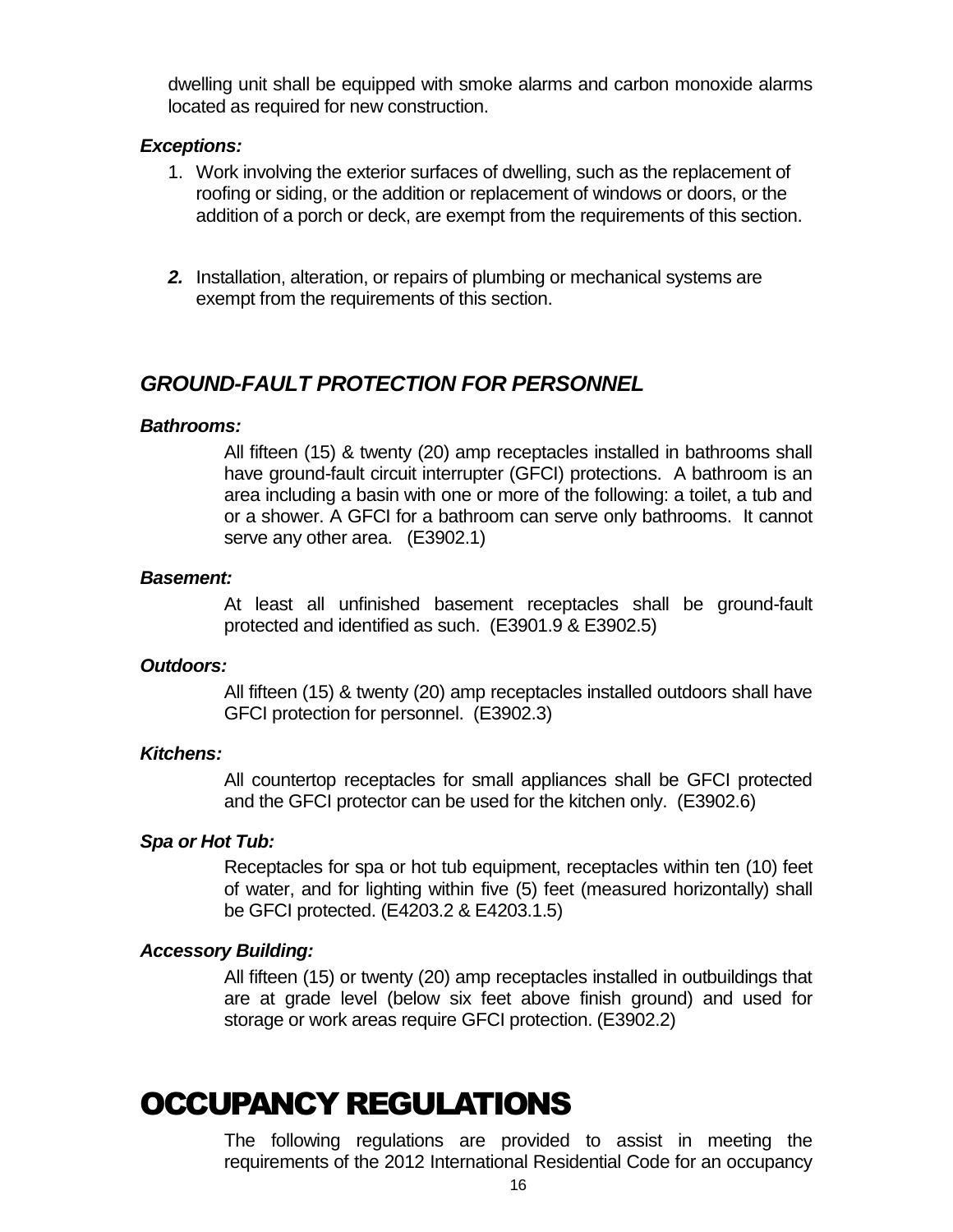dwelling unit shall be equipped with smoke alarms and carbon monoxide alarms located as required for new construction.

***Exceptions:***

1. Work involving the exterior surfaces of dwelling, such as the replacement of roofing or siding, or the addition or replacement of windows or doors, or the addition of a porch or deck, are exempt from the requirements of this section.

2. Installation, alteration, or repairs of plumbing or mechanical systems are exempt from the requirements of this section.

## *GROUND-FAULT PROTECTION FOR PERSONNEL*

***Bathrooms:***

All fifteen (15) & twenty (20) amp receptacles installed in bathrooms shall have ground-fault circuit interrupter (GFCI) protections. A bathroom is an area including a basin with one or more of the following: a toilet, a tub and or a shower. A GFCI for a bathroom can serve only bathrooms. It cannot serve any other area. (E3902.1)

***Basement:***

At least all unfinished basement receptacles shall be ground-fault protected and identified as such. (E3901.9 & E3902.5)

***Outdoors:***

All fifteen (15) & twenty (20) amp receptacles installed outdoors shall have GFCI protection for personnel. (E3902.3)

***Kitchens:***

All countertop receptacles for small appliances shall be GFCI protected and the GFCI protector can be used for the kitchen only. (E3902.6)

***Spa or Hot Tub:***

Receptacles for spa or hot tub equipment, receptacles within ten (10) feet of water, and for lighting within five (5) feet (measured horizontally) shall be GFCI protected. (E4203.2 & E4203.1.5)

***Accessory Building:***

All fifteen (15) or twenty (20) amp receptacles installed in outbuildings that are at grade level (below six feet above finish ground) and used for storage or work areas require GFCI protection. (E3902.2)

# OCCUPANCY REGULATIONS

The following regulations are provided to assist in meeting the requirements of the 2012 International Residential Code for an occupancy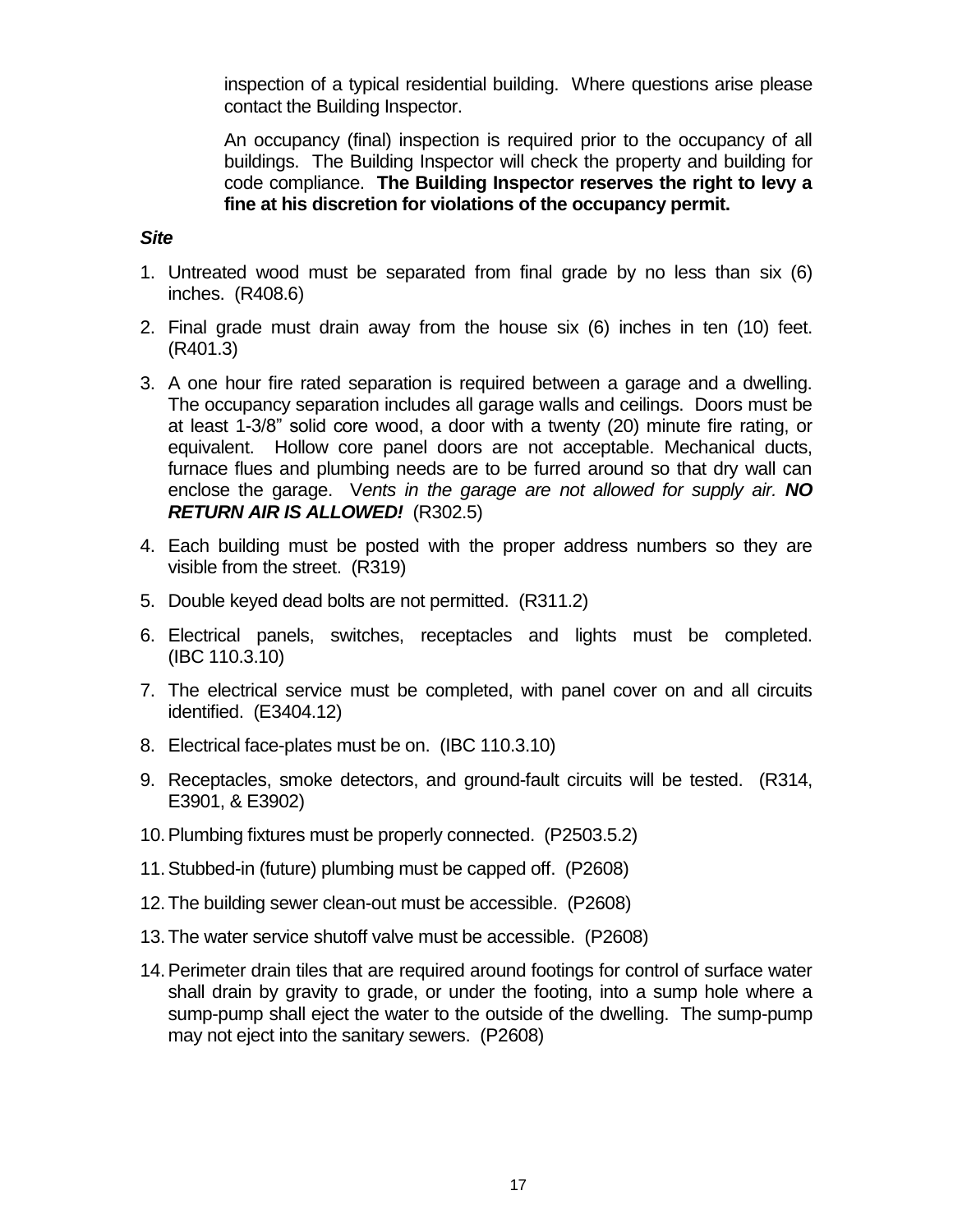inspection of a typical residential building. Where questions arise please contact the Building Inspector.

An occupancy (final) inspection is required prior to the occupancy of all buildings. The Building Inspector will check the property and building for code compliance. **The Building Inspector reserves the right to levy a fine at his discretion for violations of the occupancy permit.**

***Site***

1. Untreated wood must be separated from final grade by no less than six (6) inches. (R408.6)
2. Final grade must drain away from the house six (6) inches in ten (10) feet. (R401.3)
3. A one hour fire rated separation is required between a garage and a dwelling. The occupancy separation includes all garage walls and ceilings. Doors must be at least 1-3/8" solid core wood, a door with a twenty (20) minute fire rating, or equivalent. Hollow core panel doors are not acceptable. Mechanical ducts, furnace flues and plumbing needs are to be furred around so that dry wall can enclose the garage. V*ents in the garage are not allowed for supply air.* ***NO RETURN AIR IS ALLOWED!*** (R302.5)
4. Each building must be posted with the proper address numbers so they are visible from the street. (R319)
5. Double keyed dead bolts are not permitted. (R311.2)
6. Electrical panels, switches, receptacles and lights must be completed. (IBC 110.3.10)
7. The electrical service must be completed, with panel cover on and all circuits identified. (E3404.12)
8. Electrical face-plates must be on. (IBC 110.3.10)
9. Receptacles, smoke detectors, and ground-fault circuits will be tested. (R314, E3901, & E3902)
10. Plumbing fixtures must be properly connected. (P2503.5.2)
11. Stubbed-in (future) plumbing must be capped off. (P2608)
12. The building sewer clean-out must be accessible. (P2608)
13. The water service shutoff valve must be accessible. (P2608)
14. Perimeter drain tiles that are required around footings for control of surface water shall drain by gravity to grade, or under the footing, into a sump hole where a sump-pump shall eject the water to the outside of the dwelling. The sump-pump may not eject into the sanitary sewers. (P2608)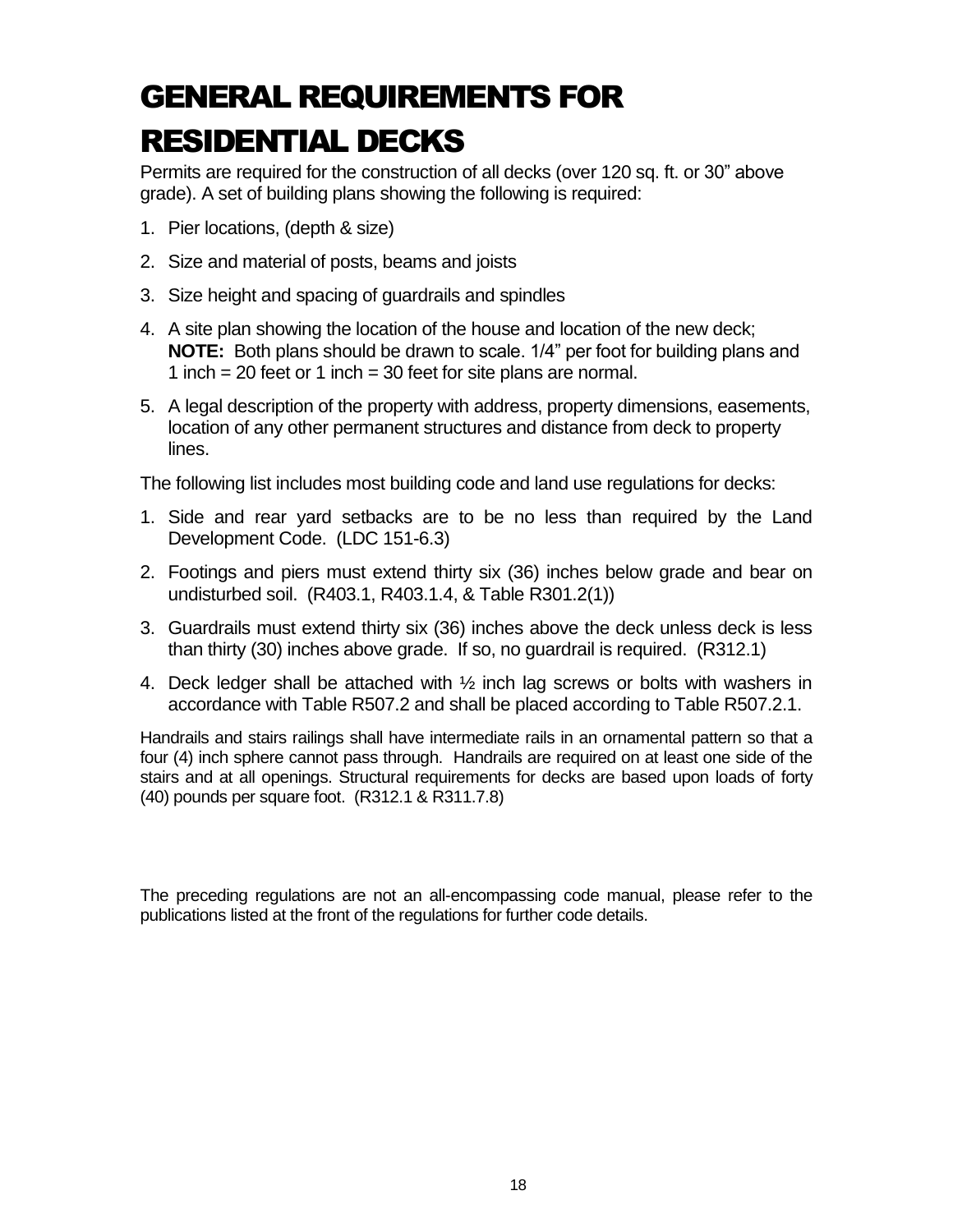# GENERAL REQUIREMENTS FOR RESIDENTIAL DECKS

Permits are required for the construction of all decks (over 120 sq. ft. or 30" above grade). A set of building plans showing the following is required:

1. Pier locations, (depth & size)
2. Size and material of posts, beams and joists
3. Size height and spacing of guardrails and spindles
4. A site plan showing the location of the house and location of the new deck; **NOTE:** Both plans should be drawn to scale. 1/4" per foot for building plans and 1 inch = 20 feet or 1 inch = 30 feet for site plans are normal.
5. A legal description of the property with address, property dimensions, easements, location of any other permanent structures and distance from deck to property lines.

The following list includes most building code and land use regulations for decks:

1. Side and rear yard setbacks are to be no less than required by the Land Development Code. (LDC 151-6.3)
2. Footings and piers must extend thirty six (36) inches below grade and bear on undisturbed soil. (R403.1, R403.1.4, & Table R301.2(1))
3. Guardrails must extend thirty six (36) inches above the deck unless deck is less than thirty (30) inches above grade. If so, no guardrail is required. (R312.1)
4. Deck ledger shall be attached with ½ inch lag screws or bolts with washers in accordance with Table R507.2 and shall be placed according to Table R507.2.1.

Handrails and stairs railings shall have intermediate rails in an ornamental pattern so that a four (4) inch sphere cannot pass through. Handrails are required on at least one side of the stairs and at all openings. Structural requirements for decks are based upon loads of forty (40) pounds per square foot. (R312.1 & R311.7.8)

The preceding regulations are not an all-encompassing code manual, please refer to the publications listed at the front of the regulations for further code details.